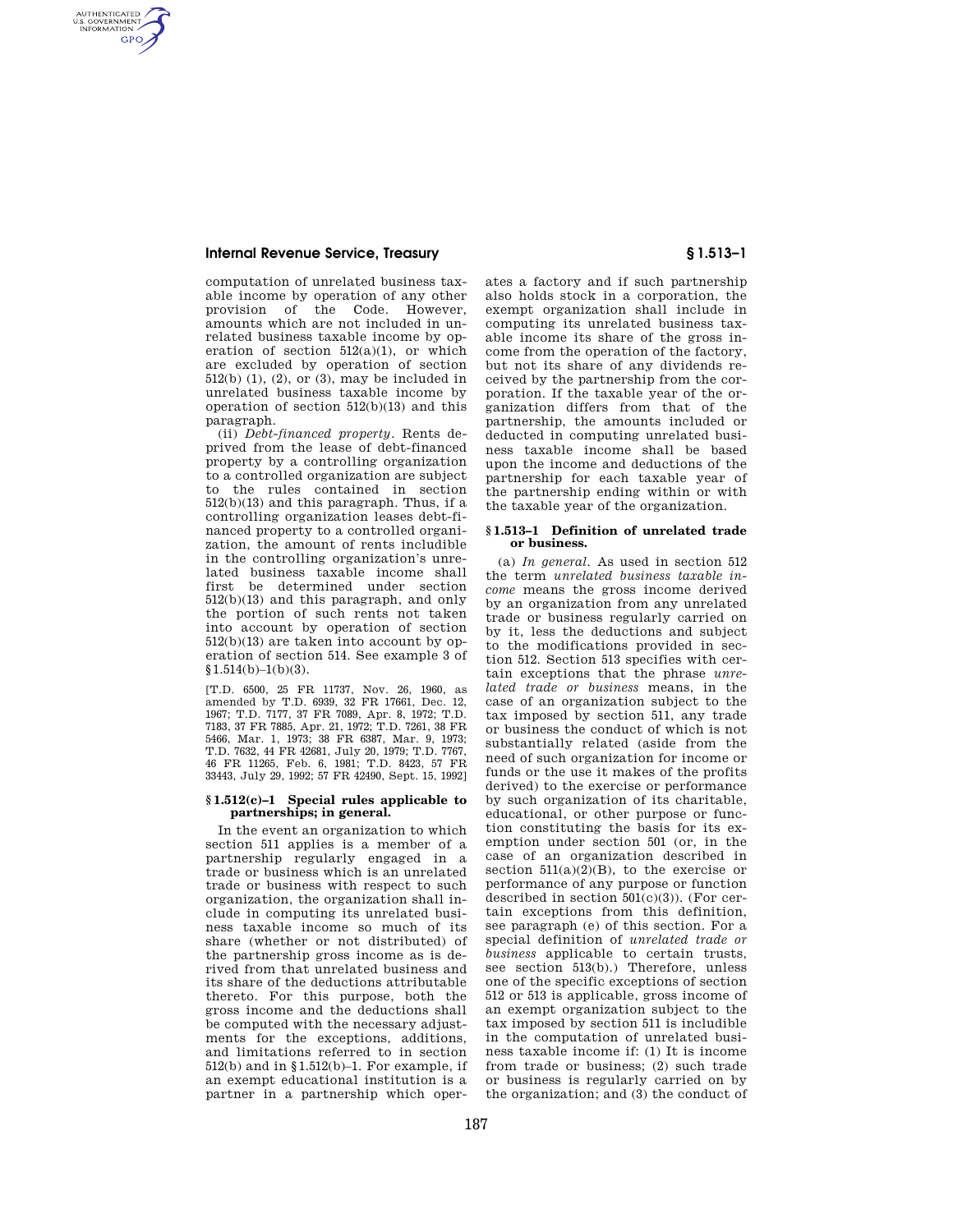computation of unrelated business taxable income by operation of any other provision of the Code. However, amounts which are not included in unrelated business taxable income by operation of section 512(a)(1), or which are excluded by operation of section 512(b) (1), (2), or (3), may be included in unrelated business taxable income by operation of section 512(b)(13) and this paragraph.

(ii) *Debt-financed property.* Rents derived from the lease of debt-financed property by a controlling organization to a controlled organization are subject to the rules contained in section 512(b)(13) and this paragraph. Thus, if a controlling organization leases debt-financed property to a controlled organization, the amount of rents includible in the controlling organization's unrelated business taxable income shall first be determined under section 512(b)(13) and this paragraph, and only the portion of such rents not taken into account by operation of section 512(b)(13) are taken into account by operation of section 514. See example 3 of §1.514(b)–1(b)(3).

[T.D. 6500, 25 FR 11737, Nov. 26, 1960, as amended by T.D. 6939, 32 FR 17661, Dec. 12, 1967; T.D. 7177, 37 FR 7089, Apr. 8, 1972; T.D. 7183, 37 FR 7885, Apr. 21, 1972; T.D. 7261, 38 FR 5466, Mar. 1, 1973; 38 FR 6387, Mar. 9, 1973; T.D. 7632, 44 FR 42681, July 20, 1979; T.D. 7767, 46 FR 11265, Feb. 6, 1981; T.D. 8423, 57 FR 33443, July 29, 1992; 57 FR 42490, Sept. 15, 1992]

### §1.512(c)–1 Special rules applicable to partnerships; in general.

In the event an organization to which section 511 applies is a member of a partnership regularly engaged in a trade or business which is an unrelated trade or business with respect to such organization, the organization shall include in computing its unrelated business taxable income so much of its share (whether or not distributed) of the partnership gross income as is derived from that unrelated business and its share of the deductions attributable thereto. For this purpose, both the gross income and the deductions shall be computed with the necessary adjustments for the exceptions, additions, and limitations referred to in section 512(b) and in §1.512(b)–1. For example, if an exempt educational institution is a partner in a partnership which operates a factory and if such partnership also holds stock in a corporation, the exempt organization shall include in computing its unrelated business taxable income its share of the gross income from the operation of the factory, but not its share of any dividends received by the partnership from the corporation. If the taxable year of the organization differs from that of the partnership, the amounts included or deducted in computing unrelated business taxable income shall be based upon the income and deductions of the partnership for each taxable year of the partnership ending within or with the taxable year of the organization.

### §1.513–1 Definition of unrelated trade or business.

(a) *In general.* As used in section 512 the term *unrelated business taxable income* means the gross income derived by an organization from any unrelated trade or business regularly carried on by it, less the deductions and subject to the modifications provided in section 512. Section 513 specifies with certain exceptions that the phrase *unrelated trade or business* means, in the case of an organization subject to the tax imposed by section 511, any trade or business the conduct of which is not substantially related (aside from the need of such organization for income or funds or the use it makes of the profits derived) to the exercise or performance by such organization of its charitable, educational, or other purpose or function constituting the basis for its exemption under section 501 (or, in the case of an organization described in section 511(a)(2)(B), to the exercise or performance of any purpose or function described in section 501(c)(3)). (For certain exceptions from this definition, see paragraph (e) of this section. For a special definition of *unrelated trade or business* applicable to certain trusts, see section 513(b).) Therefore, unless one of the specific exceptions of section 512 or 513 is applicable, gross income of an exempt organization subject to the tax imposed by section 511 is includible in the computation of unrelated business taxable income if: (1) It is income from trade or business; (2) such trade or business is regularly carried on by the organization; and (3) the conduct of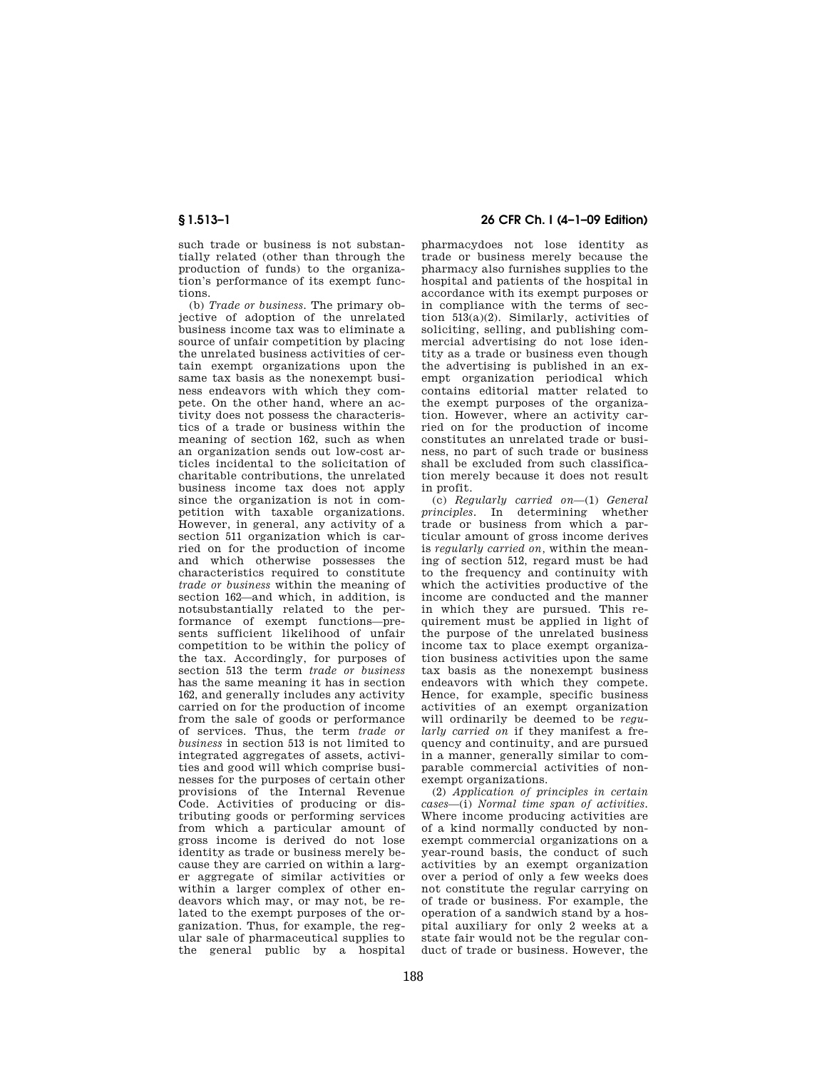such trade or business is not substantially related (other than through the production of funds) to the organization's performance of its exempt functions.

(b) *Trade or business.* The primary objective of adoption of the unrelated business income tax was to eliminate a source of unfair competition by placing the unrelated business activities of certain exempt organizations upon the same tax basis as the nonexempt business endeavors with which they compete. On the other hand, where an activity does not possess the characteristics of a trade or business within the meaning of section 162, such as when an organization sends out low-cost articles incidental to the solicitation of charitable contributions, the unrelated business income tax does not apply since the organization is not in competition with taxable organizations. However, in general, any activity of a section 511 organization which is carried on for the production of income and which otherwise possesses the characteristics required to constitute *trade or business* within the meaning of section 162—and which, in addition, is notsubstantially related to the performance of exempt functions—presents sufficient likelihood of unfair competition to be within the policy of the tax. Accordingly, for purposes of section 513 the term *trade or business* has the same meaning it has in section 162, and generally includes any activity carried on for the production of income from the sale of goods or performance of services. Thus, the term *trade or business* in section 513 is not limited to integrated aggregates of assets, activities and good will which comprise businesses for the purposes of certain other provisions of the Internal Revenue Code. Activities of producing or distributing goods or performing services from which a particular amount of gross income is derived do not lose identity as trade or business merely because they are carried on within a larger aggregate of similar activities or within a larger complex of other endeavors which may, or may not, be related to the exempt purposes of the organization. Thus, for example, the regular sale of pharmaceutical supplies to the general public by a hospital pharmacydoes not lose identity as trade or business merely because the pharmacy also furnishes supplies to the hospital and patients of the hospital in accordance with its exempt purposes or in compliance with the terms of section 513(a)(2). Similarly, activities of soliciting, selling, and publishing commercial advertising do not lose identity as a trade or business even though the advertising is published in an exempt organization periodical which contains editorial matter related to the exempt purposes of the organization. However, where an activity carried on for the production of income constitutes an unrelated trade or business, no part of such trade or business shall be excluded from such classification merely because it does not result in profit.

(c) *Regularly carried on*—(1) *General principles.* In determining whether trade or business from which a particular amount of gross income derives is *regularly carried on,* within the meaning of section 512, regard must be had to the frequency and continuity with which the activities productive of the income are conducted and the manner in which they are pursued. This requirement must be applied in light of the purpose of the unrelated business income tax to place exempt organization business activities upon the same tax basis as the nonexempt business endeavors with which they compete. Hence, for example, specific business activities of an exempt organization will ordinarily be deemed to be *regularly carried on* if they manifest a frequency and continuity, and are pursued in a manner, generally similar to comparable commercial activities of nonexempt organizations.

(2) *Application of principles in certain cases*—(i) *Normal time span of activities.* Where income producing activities are of a kind normally conducted by nonexempt commercial organizations on a year-round basis, the conduct of such activities by an exempt organization over a period of only a few weeks does not constitute the regular carrying on of trade or business. For example, the operation of a sandwich stand by a hospital auxiliary for only 2 weeks at a state fair would not be the regular conduct of trade or business. However, the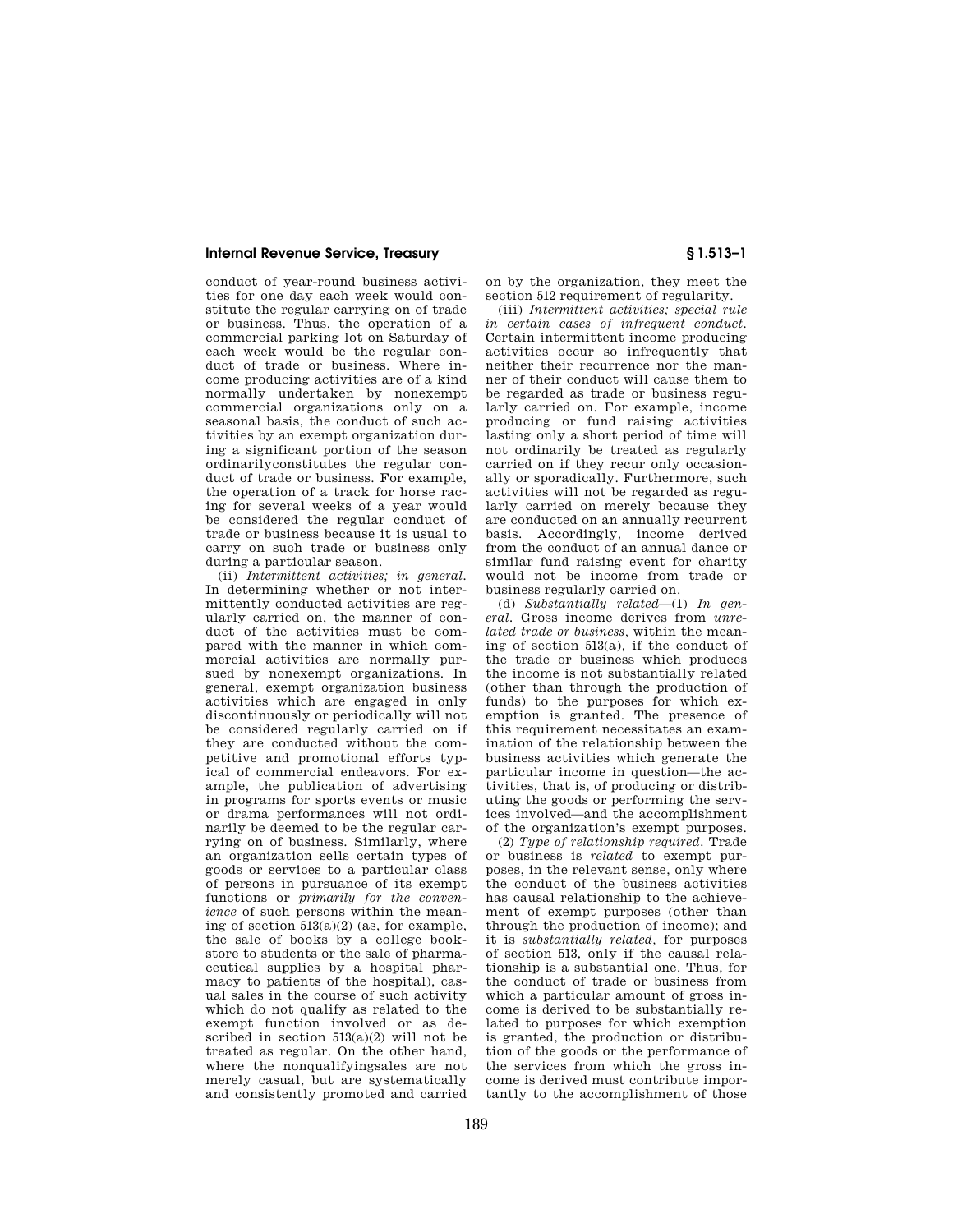conduct of year-round business activities for one day each week would constitute the regular carrying on of trade or business. Thus, the operation of a commercial parking lot on Saturday of each week would be the regular conduct of trade or business. Where income producing activities are of a kind normally undertaken by nonexempt commercial organizations only on a seasonal basis, the conduct of such activities by an exempt organization during a significant portion of the season ordinarilyconstitutes the regular conduct of trade or business. For example, the operation of a track for horse racing for several weeks of a year would be considered the regular conduct of trade or business because it is usual to carry on such trade or business only during a particular season.

(ii) *Intermittent activities; in general.* In determining whether or not intermittently conducted activities are regularly carried on, the manner of conduct of the activities must be compared with the manner in which commercial activities are normally pursued by nonexempt organizations. In general, exempt organization business activities which are engaged in only discontinuously or periodically will not be considered regularly carried on if they are conducted without the competitive and promotional efforts typical of commercial endeavors. For example, the publication of advertising in programs for sports events or music or drama performances will not ordinarily be deemed to be the regular carrying on of business. Similarly, where an organization sells certain types of goods or services to a particular class of persons in pursuance of its exempt functions or *primarily for the convenience* of such persons within the meaning of section 513(a)(2) (as, for example, the sale of books by a college bookstore to students or the sale of pharmaceutical supplies by a hospital pharmacy to patients of the hospital), casual sales in the course of such activity which do not qualify as related to the exempt function involved or as described in section 513(a)(2) will not be treated as regular. On the other hand, where the nonqualifyingsales are not merely casual, but are systematically and consistently promoted and carried on by the organization, they meet the section 512 requirement of regularity.

(iii) *Intermittent activities; special rule in certain cases of infrequent conduct.* Certain intermittent income producing activities occur so infrequently that neither their recurrence nor the manner of their conduct will cause them to be regarded as trade or business regularly carried on. For example, income producing or fund raising activities lasting only a short period of time will not ordinarily be treated as regularly carried on if they recur only occasionally or sporadically. Furthermore, such activities will not be regarded as regularly carried on merely because they are conducted on an annually recurrent basis. Accordingly, income derived from the conduct of an annual dance or similar fund raising event for charity would not be income from trade or business regularly carried on.

(d) *Substantially related*—(1) *In general.* Gross income derives from *unrelated trade or business*, within the meaning of section 513(a), if the conduct of the trade or business which produces the income is not substantially related (other than through the production of funds) to the purposes for which exemption is granted. The presence of this requirement necessitates an examination of the relationship between the business activities which generate the particular income in question—the activities, that is, of producing or distributing the goods or performing the services involved—and the accomplishment of the organization's exempt purposes.

(2) *Type of relationship required.* Trade or business is *related* to exempt purposes, in the relevant sense, only where the conduct of the business activities has causal relationship to the achievement of exempt purposes (other than through the production of income); and it is *substantially related*, for purposes of section 513, only if the causal relationship is a substantial one. Thus, for the conduct of trade or business from which a particular amount of gross income is derived to be substantially related to purposes for which exemption is granted, the production or distribution of the goods or the performance of the services from which the gross income is derived must contribute importantly to the accomplishment of those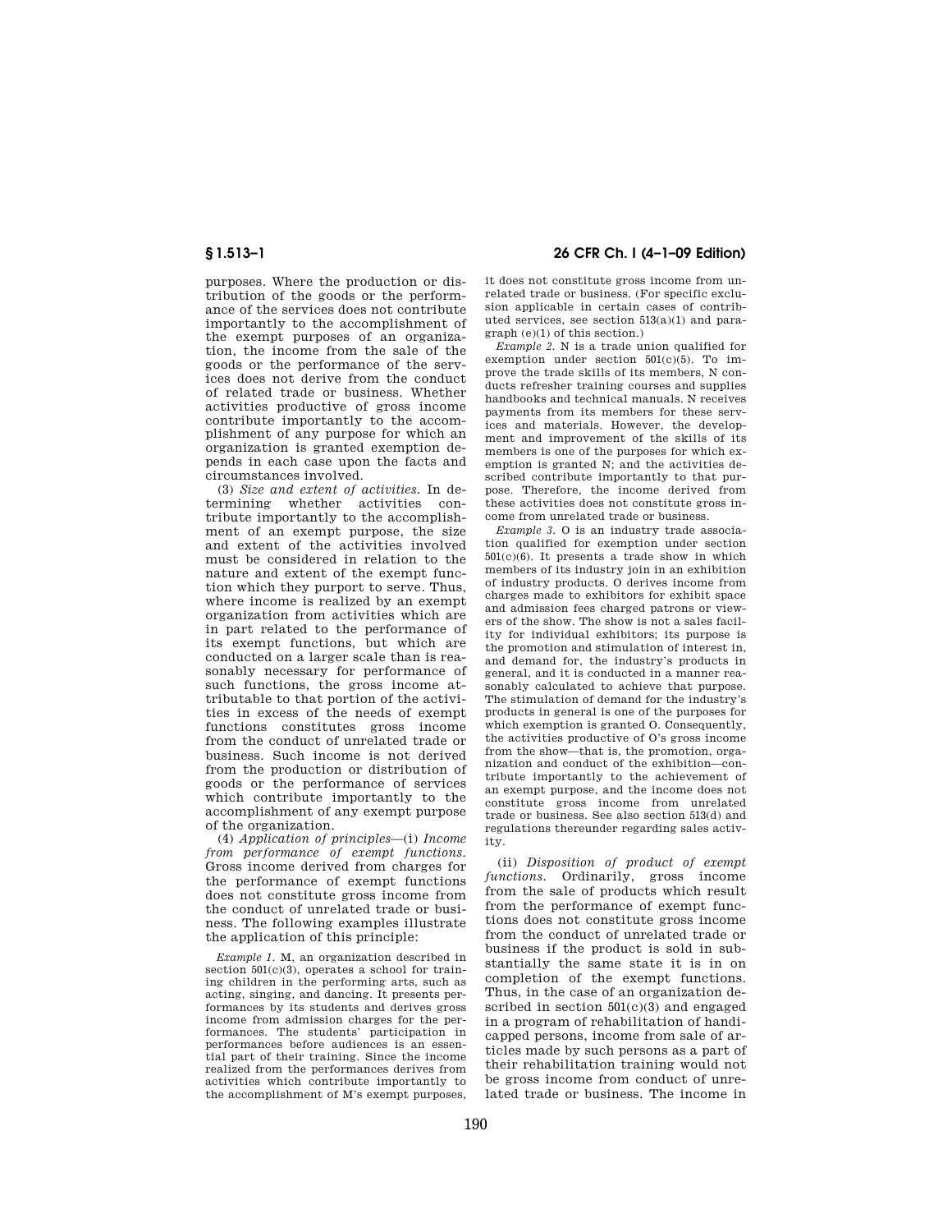purposes. Where the production or distribution of the goods or the performance of the services does not contribute importantly to the accomplishment of the exempt purposes of an organization, the income from the sale of the goods or the performance of the services does not derive from the conduct of related trade or business. Whether activities productive of gross income contribute importantly to the accomplishment of any purpose for which an organization is granted exemption depends in each case upon the facts and circumstances involved.

(3) *Size and extent of activities.* In determining whether activities contribute importantly to the accomplishment of an exempt purpose, the size and extent of the activities involved must be considered in relation to the nature and extent of the exempt function which they purport to serve. Thus, where income is realized by an exempt organization from activities which are in part related to the performance of its exempt functions, but which are conducted on a larger scale than is reasonably necessary for performance of such functions, the gross income attributable to that portion of the activities in excess of the needs of exempt functions constitutes gross income from the conduct of unrelated trade or business. Such income is not derived from the production or distribution of goods or the performance of services which contribute importantly to the accomplishment of any exempt purpose of the organization.

(4) *Application of principles*—(i) *Income from performance of exempt functions.* Gross income derived from charges for the performance of exempt functions does not constitute gross income from the conduct of unrelated trade or business. The following examples illustrate the application of this principle:

*Example 1.* M, an organization described in section 501(c)(3), operates a school for training children in the performing arts, such as acting, singing, and dancing. It presents performances by its students and derives gross income from admission charges for the performances. The students' participation in performances before audiences is an essential part of their training. Since the income realized from the performances derives from activities which contribute importantly to the accomplishment of M's exempt purposes, it does not constitute gross income from unrelated trade or business. (For specific exclusion applicable in certain cases of contributed services, see section 513(a)(1) and paragraph (e)(1) of this section.)

*Example 2.* N is a trade union qualified for exemption under section 501(c)(5). To improve the trade skills of its members, N conducts refresher training courses and supplies handbooks and technical manuals. N receives payments from its members for these services and materials. However, the development and improvement of the skills of its members is one of the purposes for which exemption is granted N; and the activities described contribute importantly to that purpose. Therefore, the income derived from these activities does not constitute gross income from unrelated trade or business.

*Example 3.* O is an industry trade association qualified for exemption under section 501(c)(6). It presents a trade show in which members of its industry join in an exhibition of industry products. O derives income from charges made to exhibitors for exhibit space and admission fees charged patrons or viewers of the show. The show is not a sales facility for individual exhibitors; its purpose is the promotion and stimulation of interest in, and demand for, the industry's products in general, and it is conducted in a manner reasonably calculated to achieve that purpose. The stimulation of demand for the industry's products in general is one of the purposes for which exemption is granted O. Consequently, the activities productive of O's gross income from the show—that is, the promotion, organization and conduct of the exhibition—contribute importantly to the achievement of an exempt purpose, and the income does not constitute gross income from unrelated trade or business. See also section 513(d) and regulations thereunder regarding sales activity.

(ii) *Disposition of product of exempt functions.* Ordinarily, gross income from the sale of products which result from the performance of exempt functions does not constitute gross income from the conduct of unrelated trade or business if the product is sold in substantially the same state it is in on completion of the exempt functions. Thus, in the case of an organization described in section 501(c)(3) and engaged in a program of rehabilitation of handicapped persons, income from sale of articles made by such persons as a part of their rehabilitation training would not be gross income from conduct of unrelated trade or business. The income in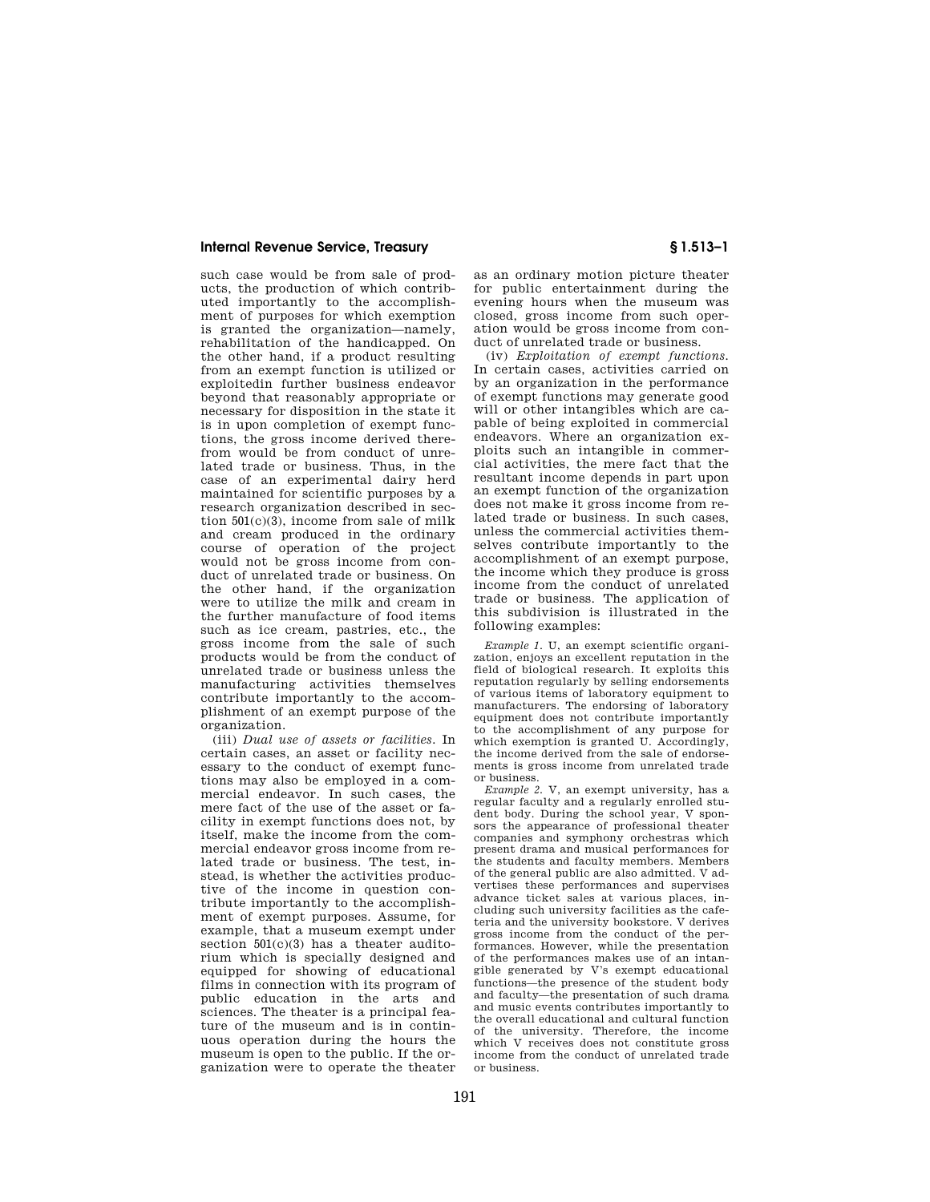such case would be from sale of products, the production of which contributed importantly to the accomplishment of purposes for which exemption is granted the organization—namely, rehabilitation of the handicapped. On the other hand, if a product resulting from an exempt function is utilized or exploitedin further business endeavor beyond that reasonably appropriate or necessary for disposition in the state it is in upon completion of exempt functions, the gross income derived therefrom would be from conduct of unrelated trade or business. Thus, in the case of an experimental dairy herd maintained for scientific purposes by a research organization described in section 501(c)(3), income from sale of milk and cream produced in the ordinary course of operation of the project would not be gross income from conduct of unrelated trade or business. On the other hand, if the organization were to utilize the milk and cream in the further manufacture of food items such as ice cream, pastries, etc., the gross income from the sale of such products would be from the conduct of unrelated trade or business unless the manufacturing activities themselves contribute importantly to the accomplishment of an exempt purpose of the organization.

(iii) *Dual use of assets or facilities.* In certain cases, an asset or facility necessary to the conduct of exempt functions may also be employed in a commercial endeavor. In such cases, the mere fact of the use of the asset or facility in exempt functions does not, by itself, make the income from the commercial endeavor gross income from related trade or business. The test, instead, is whether the activities productive of the income in question contribute importantly to the accomplishment of exempt purposes. Assume, for example, that a museum exempt under section 501(c)(3) has a theater auditorium which is specially designed and equipped for showing of educational films in connection with its program of public education in the arts and sciences. The theater is a principal feature of the museum and is in continuous operation during the hours the museum is open to the public. If the organization were to operate the theater as an ordinary motion picture theater for public entertainment during the evening hours when the museum was closed, gross income from such operation would be gross income from conduct of unrelated trade or business.

(iv) *Exploitation of exempt functions.* In certain cases, activities carried on by an organization in the performance of exempt functions may generate good will or other intangibles which are capable of being exploited in commercial endeavors. Where an organization exploits such an intangible in commercial activities, the mere fact that the resultant income depends in part upon an exempt function of the organization does not make it gross income from related trade or business. In such cases, unless the commercial activities themselves contribute importantly to the accomplishment of an exempt purpose, the income which they produce is gross income from the conduct of unrelated trade or business. The application of this subdivision is illustrated in the following examples:

*Example 1.* U, an exempt scientific organization, enjoys an excellent reputation in the field of biological research. It exploits this reputation regularly by selling endorsements of various items of laboratory equipment to manufacturers. The endorsing of laboratory equipment does not contribute importantly to the accomplishment of any purpose for which exemption is granted U. Accordingly, the income derived from the sale of endorsements is gross income from unrelated trade or business.

*Example 2.* V, an exempt university, has a regular faculty and a regularly enrolled student body. During the school year, V sponsors the appearance of professional theater companies and symphony orchestras which present drama and musical performances for the students and faculty members. Members of the general public are also admitted. V advertises these performances and supervises advance ticket sales at various places, including such university facilities as the cafeteria and the university bookstore. V derives gross income from the conduct of the performances. However, while the presentation of the performances makes use of an intangible generated by V's exempt educational functions—the presence of the student body and faculty—the presentation of such drama and music events contributes importantly to the overall educational and cultural function of the university. Therefore, the income which V receives does not constitute gross income from the conduct of unrelated trade or business.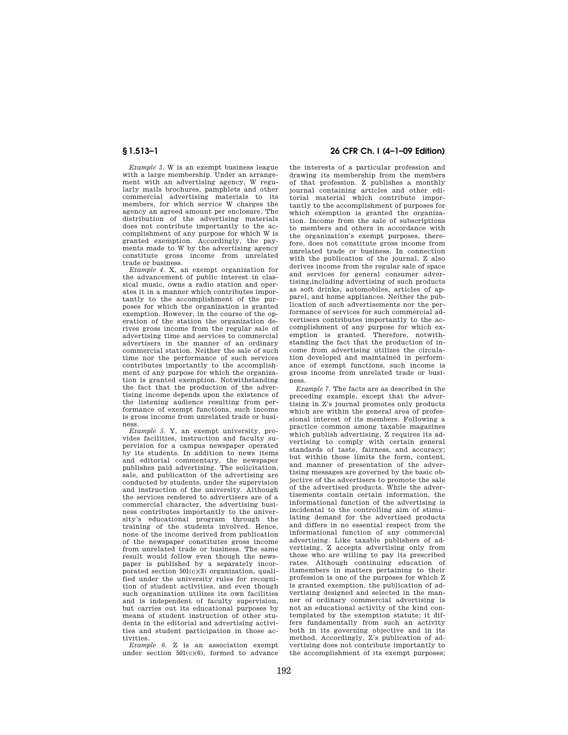*Example 3.* W is an exempt business league with a large membership. Under an arrangement with an advertising agency, W regularly mails brochures, pamphlets and other commercial advertising materials to its members, for which service W charges the agency an agreed amount per enclosure. The distribution of the advertising materials does not contribute importantly to the accomplishment of any purpose for which W is granted exemption. Accordingly, the payments made to W by the advertising agency constitute gross income from unrelated trade or business.

*Example 4.* X, an exempt organization for the advancement of public interest in classical music, owns a radio station and operates it in a manner which contributes importantly to the accomplishment of the purposes for which the organization is granted exemption. However, in the course of the operation of the station the organization derives gross income from the regular sale of advertising time and services to commercial advertisers in the manner of an ordinary commercial station. Neither the sale of such time nor the performance of such services contributes importantly to the accomplishment of any purpose for which the organization is granted exemption. Notwithstanding the fact that the production of the advertising income depends upon the existence of the listening audience resulting from performance of exempt functions, such income is gross income from unrelated trade or business.

*Example 5.* Y, an exempt university, provides facilities, instruction and faculty supervision for a campus newspaper operated by its students. In addition to news items and editorial commentary, the newspaper publishes paid advertising. The solicitation, sale, and publication of the advertising are conducted by students, under the supervision and instruction of the university. Although the services rendered to advertisers are of a commercial character, the advertising business contributes importantly to the university's educational program through the training of the students involved. Hence, none of the income derived from publication of the newspaper constitutes gross income from unrelated trade or business. The same result would follow even though the newspaper is published by a separately incorporated section 501(c)(3) organization, qualified under the university rules for recognition of student activities, and even though such organization utilizes its own facilities and is independent of faculty supervision, but carries out its educational purposes by means of student instruction of other students in the editorial and advertising activities and student participation in those activities.

*Example 6.* Z is an association exempt under section 501(c)(6), formed to advance the interests of a particular profession and drawing its membership from the members of that profession. Z publishes a monthly journal containing articles and other editorial material which contribute importantly to the accomplishment of purposes for which exemption is granted the organization. Income from the sale of subscriptions to members and others in accordance with the organization's exempt purposes, therefore, does not constitute gross income from unrelated trade or business. In connection with the publication of the journal, Z also derives income from the regular sale of space and services for general consumer advertising,including advertising of such products as soft drinks, automobiles, articles of apparel, and home appliances. Neither the publication of such advertisements nor the performance of services for such commercial advertisers contributes importantly to the accomplishment of any purpose for which exemption is granted. Therefore, notwithstanding the fact that the production of income from advertising utilizes the circulation developed and maintained in performance of exempt functions, such income is gross income from unrelated trade or business.

*Example 7.* The facts are as described in the preceding example, except that the advertising in Z's journal promotes only products which are within the general area of professional interest of its members. Following a practice common among taxable magazines which publish advertising, Z requires its advertising to comply with certain general standards of taste, fairness, and accuracy; but within those limits the form, content, and manner of presentation of the advertising messages are governed by the basic objective of the advertisers to promote the sale of the advertised products. While the advertisements contain certain information, the informational function of the advertising is incidental to the controlling aim of stimulating demand for the advertised products and differs in no essential respect from the informational function of any commercial advertising. Like taxable publishers of advertising, Z accepts advertising only from those who are willing to pay its prescribed rates. Although continuing education of itsmembers in matters pertaining to their profession is one of the purposes for which Z is granted exemption, the publication of advertising designed and selected in the manner of ordinary commercial advertising is not an educational activity of the kind contemplated by the exemption statute; it differs fundamentally from such an activity both in its governing objective and in its method. Accordingly, Z's publication of advertising does not contribute importantly to the accomplishment of its exempt purposes;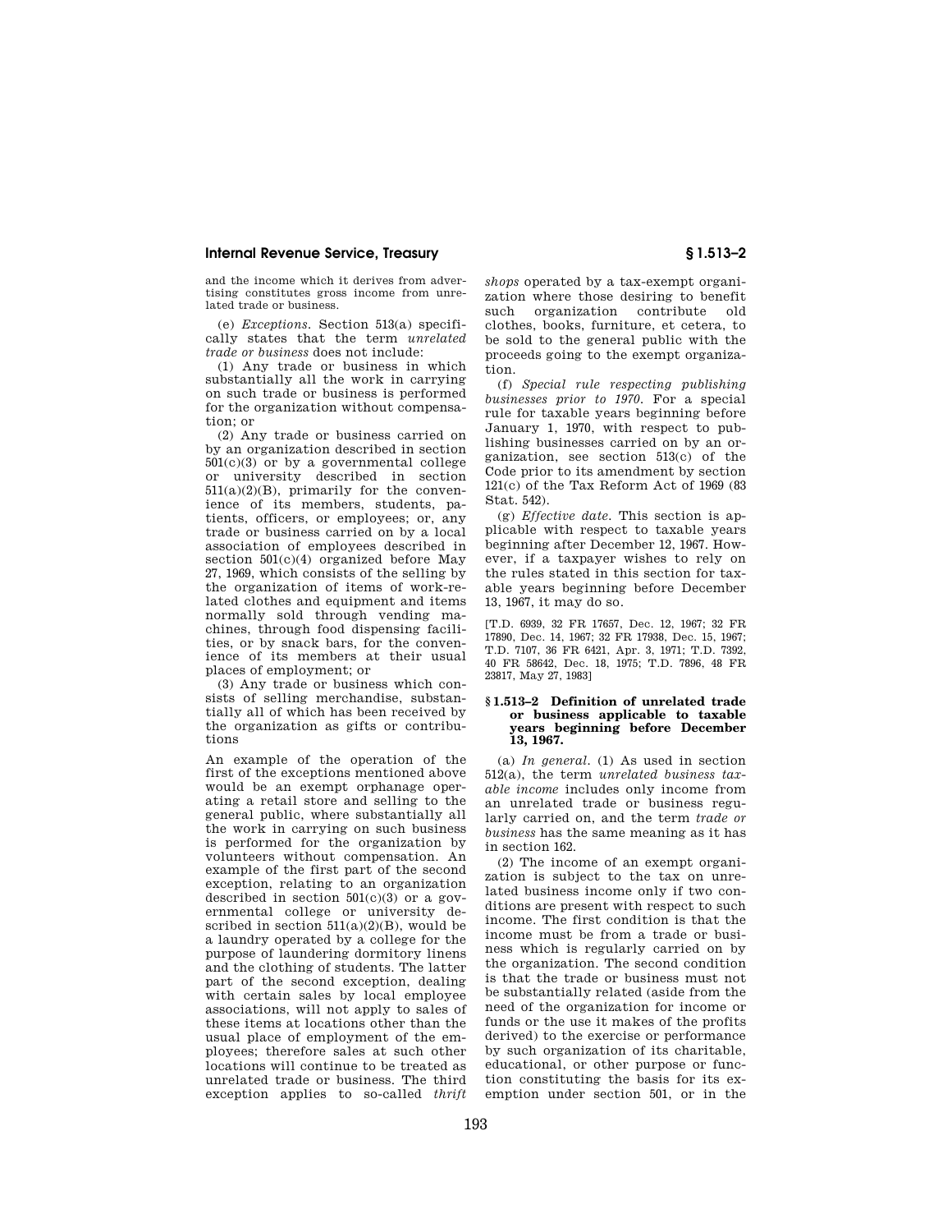and the income which it derives from advertising constitutes gross income from unrelated trade or business.

(e) *Exceptions.* Section 513(a) specifically states that the term *unrelated trade or business* does not include:

(1) Any trade or business in which substantially all the work in carrying on such trade or business is performed for the organization without compensation; or

(2) Any trade or business carried on by an organization described in section 501(c)(3) or by a governmental college or university described in section 511(a)(2)(B), primarily for the convenience of its members, students, patients, officers, or employees; or, any trade or business carried on by a local association of employees described in section 501(c)(4) organized before May 27, 1969, which consists of the selling by the organization of items of work-related clothes and equipment and items normally sold through vending machines, through food dispensing facilities, or by snack bars, for the convenience of its members at their usual places of employment; or

(3) Any trade or business which consists of selling merchandise, substantially all of which has been received by the organization as gifts or contributions

An example of the operation of the first of the exceptions mentioned above would be an exempt orphanage operating a retail store and selling to the general public, where substantially all the work in carrying on such business is performed for the organization by volunteers without compensation. An example of the first part of the second exception, relating to an organization described in section 501(c)(3) or a governmental college or university described in section 511(a)(2)(B), would be a laundry operated by a college for the purpose of laundering dormitory linens and the clothing of students. The latter part of the second exception, dealing with certain sales by local employee associations, will not apply to sales of these items at locations other than the usual place of employment of the employees; therefore sales at such other locations will continue to be treated as unrelated trade or business. The third exception applies to so-called *thrift shops* operated by a tax-exempt organization where those desiring to benefit such organization contribute old clothes, books, furniture, et cetera, to be sold to the general public with the proceeds going to the exempt organization.

(f) *Special rule respecting publishing businesses prior to 1970.* For a special rule for taxable years beginning before January 1, 1970, with respect to publishing businesses carried on by an organization, see section 513(c) of the Code prior to its amendment by section 121(c) of the Tax Reform Act of 1969 (83 Stat. 542).

(g) *Effective date.* This section is applicable with respect to taxable years beginning after December 12, 1967. However, if a taxpayer wishes to rely on the rules stated in this section for taxable years beginning before December 13, 1967, it may do so.

[T.D. 6939, 32 FR 17657, Dec. 12, 1967; 32 FR 17890, Dec. 14, 1967; 32 FR 17938, Dec. 15, 1967; T.D. 7107, 36 FR 6421, Apr. 3, 1971; T.D. 7392, 40 FR 58642, Dec. 18, 1975; T.D. 7896, 48 FR 23817, May 27, 1983]

### § 1.513–2 Definition of unrelated trade or business applicable to taxable years beginning before December 13, 1967.

(a) *In general.* (1) As used in section 512(a), the term *unrelated business taxable income* includes only income from an unrelated trade or business regularly carried on, and the term *trade or business* has the same meaning as it has in section 162.

(2) The income of an exempt organization is subject to the tax on unrelated business income only if two conditions are present with respect to such income. The first condition is that the income must be from a trade or business which is regularly carried on by the organization. The second condition is that the trade or business must not be substantially related (aside from the need of the organization for income or funds or the use it makes of the profits derived) to the exercise or performance by such organization of its charitable, educational, or other purpose or function constituting the basis for its exemption under section 501, or in the